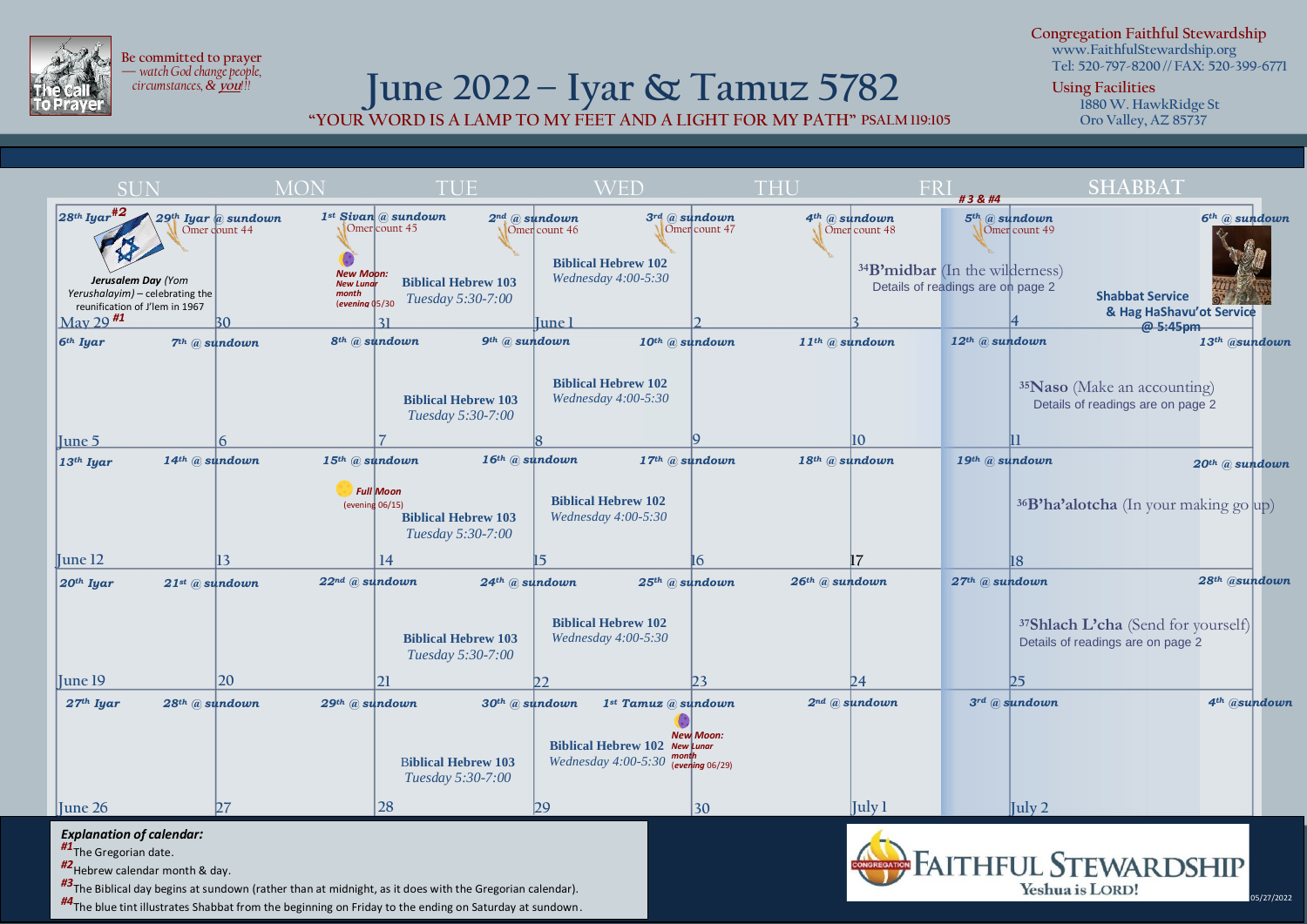Be committed to prayer — watch God change people, circumstances, & *you*!!

# June 2022 – Iyar & Tamuz 5782

**"YOUR WORD IS A LAMP TO MY FEET AND A LIGHT FOR MY PATH" PSALM 119:105**

**Congregation Faithful Stewardship**
www.FaithfulStewardship.org
Tel: 520-797-8200 // FAX: 520-399-6771

**Using Facilities**
1880 W. HawkRidge St
Oro Valley, AZ 85737

| SUN | MON | TUE | WED | THU | FRI [#3 & #4] | SHABBAT |
|---|---|---|---|---|---|---|
| *28th Iyar*[#2]<br>*Jerusalem Day (Yom Yerushalayim)* – celebrating the reunification of J'lem in 1967<br>May 29[#1] | *29th Iyar @ sundown*<br>Omer count 44<br>30 | *1st Sivan @ sundown*<br>Omer count 45<br>*New Moon: New Lunar month (evening 05/30)*<br>**Biblical Hebrew 103**<br>*Tuesday 5:30-7:00*<br>31 | *2nd @ sundown*<br>Omer count 46<br>**Biblical Hebrew 102**<br>*Wednesday 4:00-5:30*<br>June 1 | *3rd @ sundown*<br>Omer count 47<br>2 | *4th @ sundown*<br>Omer count 48<br>[34]**B'midbar** (In the wilderness)<br>Details of readings are on page 2<br>3 | *5th @ sundown*<br>Omer count 49<br>*6th @ sundown*<br>**Shabbat Service & Hag HaShavu'ot Service @ 5:45pm**<br>4 |
| *6th Iyar*<br>June 5 | *7th @ sundown*<br>6 | *8th @ sundown*<br>**Biblical Hebrew 103**<br>*Tuesday 5:30-7:00*<br>7 | *9th @ sundown*<br>**Biblical Hebrew 102**<br>*Wednesday 4:00-5:30*<br>8 | *10th @ sundown*<br>9 | *11th @ sundown*<br>10 | *12th @ sundown*<br>*13th @sundown*<br>[35]**Naso** (Make an accounting)<br>Details of readings are on page 2<br>11 |
| *13th Iyar*<br>June 12 | *14th @ sundown*<br>13 | *15th @ sundown*<br>*Full Moon (evening 06/15)*<br>**Biblical Hebrew 103**<br>*Tuesday 5:30-7:00*<br>14 | *16th @ sundown*<br>**Biblical Hebrew 102**<br>*Wednesday 4:00-5:30*<br>15 | *17th @ sundown*<br>16 | *18th @ sundown*<br>17 | *19th @ sundown*<br>*20th @ sundown*<br>[36]**B'ha'alotcha** (In your making go up)<br>18 |
| *20th Iyar*<br>June 19 | *21st @ sundown*<br>20 | *22nd @ sundown*<br>**Biblical Hebrew 103**<br>*Tuesday 5:30-7:00*<br>21 | *24th @ sundown*<br>**Biblical Hebrew 102**<br>*Wednesday 4:00-5:30*<br>22 | *25th @ sundown*<br>23 | *26th @ sundown*<br>24 | *27th @ sundown*<br>*28th @sundown*<br>[37]**Shlach L'cha** (Send for yourself)<br>Details of readings are on page 2<br>25 |
| *27th Iyar*<br>June 26 | *28th @ sundown*<br>27 | *29th @ sundown*<br>**Biblical Hebrew 103**<br>*Tuesday 5:30-7:00*<br>28 | *30th @ sundown*<br>**Biblical Hebrew 102**<br>*Wednesday 4:00-5:30*<br>29 | *1st Tamuz @ sundown*<br>*New Moon: New Lunar month (evening 06/29)*<br>30 | *2nd @ sundown*<br>July 1 | *3rd @ sundown*<br>*4th @sundown*<br>July 2 |

***Explanation of calendar:***

[#1] The Gregorian date.

[#2] Hebrew calendar month & day.

[#3] The Biblical day begins at sundown (rather than at midnight, as it does with the Gregorian calendar).

[#4] The blue tint illustrates Shabbat from the beginning on Friday to the ending on Saturday at sundown.

CONGREGATION FAITHFUL STEWARDSHIP
Yeshua is LORD!

05/27/2022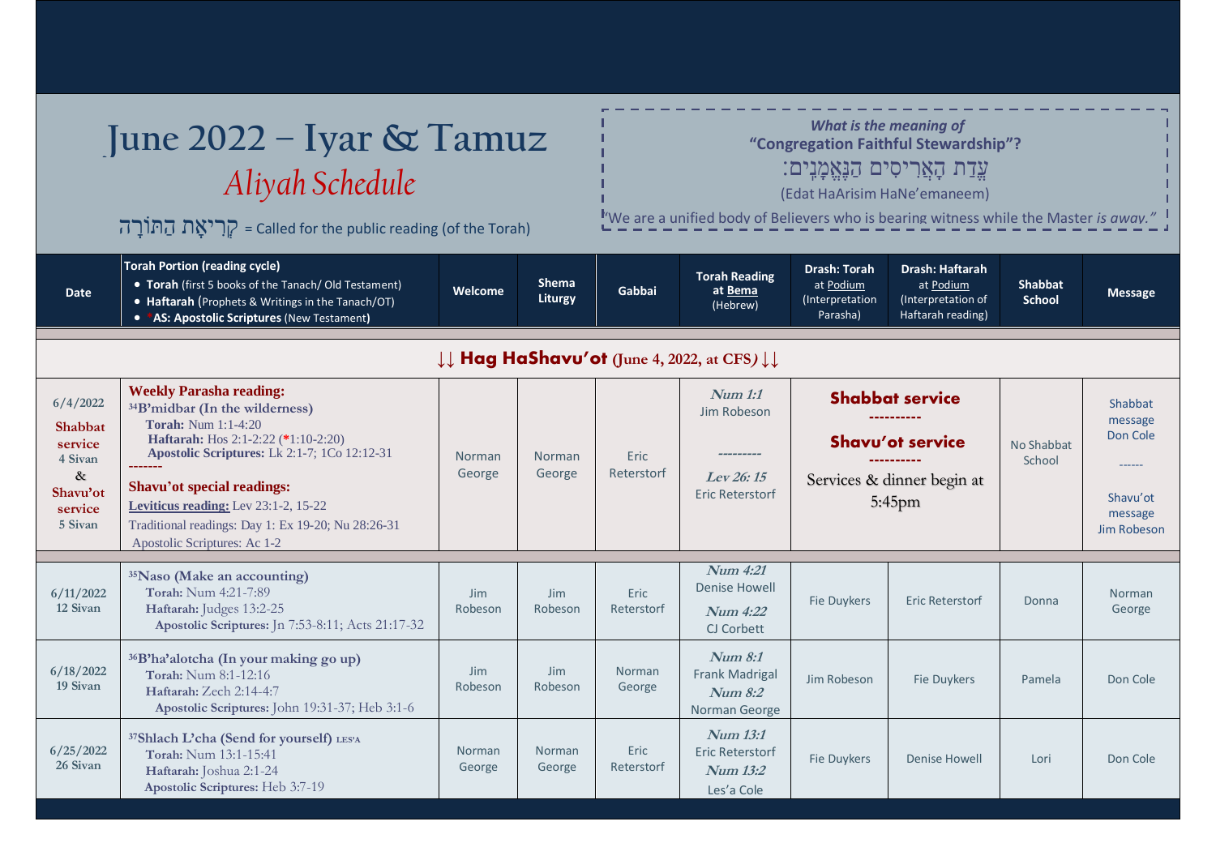# June 2022 – Iyar & Tamuz

## *Aliyah Schedule*

קְרִיאַת הַתּוֹרָה = Called for the public reading (of the Torah)

*What is the meaning of*
**"Congregation Faithful Stewardship"?**
עֲדַת הָאֲרִיסִים הַנֶּאֱמָנִים:
(Edat HaArisim HaNe'emaneem)
"We are a unified body of Believers who is bearing witness while the Master *is away."*

| Date | Torah Portion (reading cycle) • **Torah** (first 5 books of the Tanach/ Old Testament) • **Haftarah** (Prophets & Writings in the Tanach/OT) • ***AS: Apostolic Scriptures** (New Testament) | Welcome | Shema Liturgy | Gabbai | Torah Reading at Bema (Hebrew) | Drash: Torah at Podium (Interpretation Parasha) | Drash: Haftarah at Podium (Interpretation of Haftarah reading) | Shabbat School | Message |
|---|---|---|---|---|---|---|---|---|---|
| **↓↓ Hag HaShavu'ot (June 4, 2022, at CFS) ↓↓** | | | | | | | | | |
| 6/4/2022 Shabbat service 4 Sivan & Shavu'ot service 5 Sivan | **Weekly Parasha reading:** [34]**B'midbar (In the wilderness)** **Torah:** Num 1:1-4:20 **Haftarah:** Hos 2:1-2:22 (*1:10-2:20) **Apostolic Scriptures:** Lk 2:1-7; 1Co 12:12-31 ------- **Shavu'ot special readings:** Leviticus reading: Lev 23:1-2, 15-22 Traditional readings: Day 1: Ex 19-20; Nu 28:26-31 Apostolic Scriptures: Ac 1-2 | Norman George | Norman George | Eric Reterstorf | *Num 1:1* Jim Robeson --------- *Lev 26: 15* Eric Reterstorf | **Shabbat service** ---------- **Shavu'ot service** ---------- Services & dinner begin at 5:45pm | | No Shabbat School | Shabbat message Don Cole ------ Shavu'ot message Jim Robeson |
| 6/11/2022 12 Sivan | [35]**Naso (Make an accounting)** **Torah:** Num 4:21-7:89 **Haftarah:** Judges 13:2-25 **Apostolic Scriptures:** Jn 7:53-8:11; Acts 21:17-32 | Jim Robeson | Jim Robeson | Eric Reterstorf | *Num 4:21* Denise Howell *Num 4:22* CJ Corbett | Fie Duykers | Eric Reterstorf | Donna | Norman George |
| 6/18/2022 19 Sivan | [36]**B'ha'alotcha (In your making go up)** **Torah:** Num 8:1-12:16 **Haftarah:** Zech 2:14-4:7 **Apostolic Scriptures:** John 19:31-37; Heb 3:1-6 | Jim Robeson | Jim Robeson | Norman George | *Num 8:1* Frank Madrigal *Num 8:2* Norman George | Jim Robeson | Fie Duykers | Pamela | Don Cole |
| 6/25/2022 26 Sivan | [37]**Shlach L'cha (Send for yourself)** LES'A **Torah:** Num 13:1-15:41 **Haftarah:** Joshua 2:1-24 **Apostolic Scriptures:** Heb 3:7-19 | Norman George | Norman George | Eric Reterstorf | *Num 13:1* Eric Reterstorf *Num 13:2* Les'a Cole | Fie Duykers | Denise Howell | Lori | Don Cole |